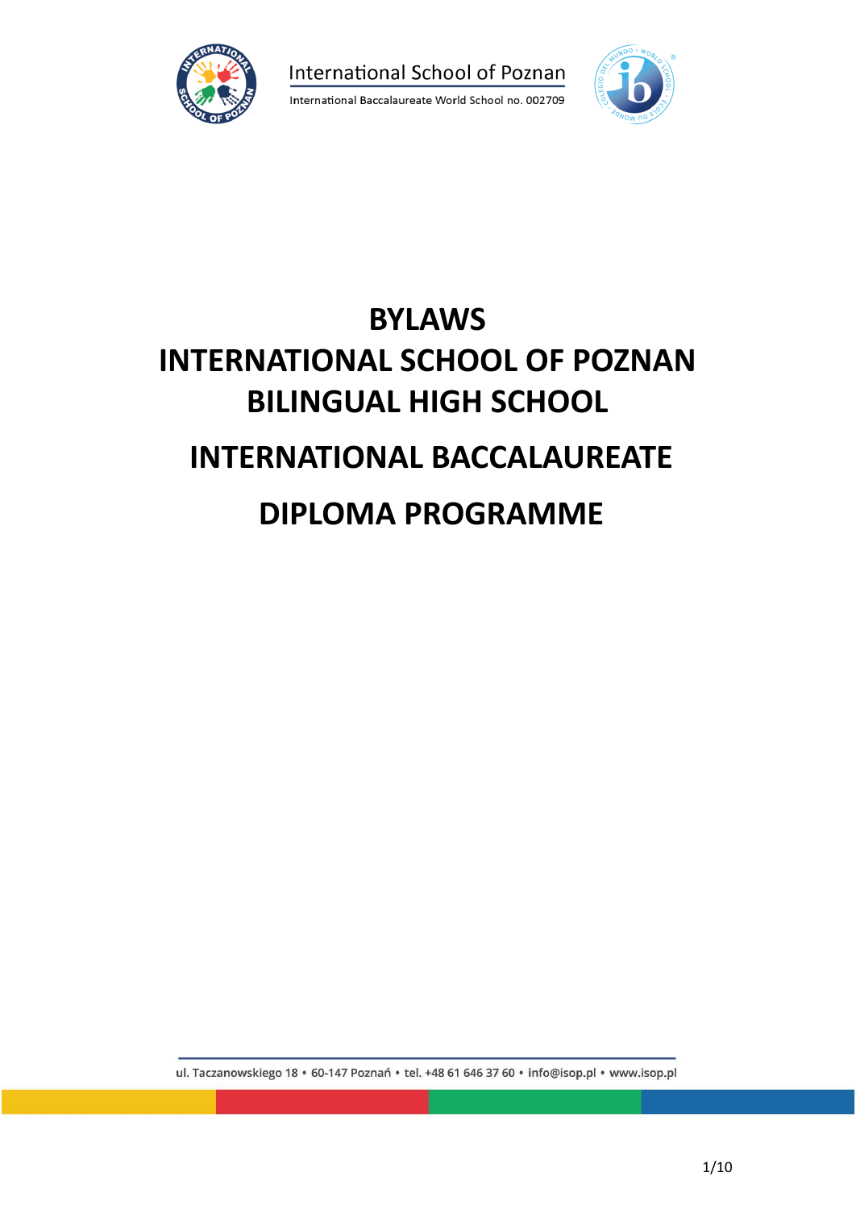International School of Poznan

International Baccalaureate World School no. 002709

# BYLAWS
# INTERNATIONAL SCHOOL OF POZNAN
# BILINGUAL HIGH SCHOOL
# INTERNATIONAL BACCALAUREATE
# DIPLOMA PROGRAMME

ul. Taczanowskiego 18 • 60-147 Poznań • tel. +48 61 646 37 60 • info@isop.pl • www.isop.pl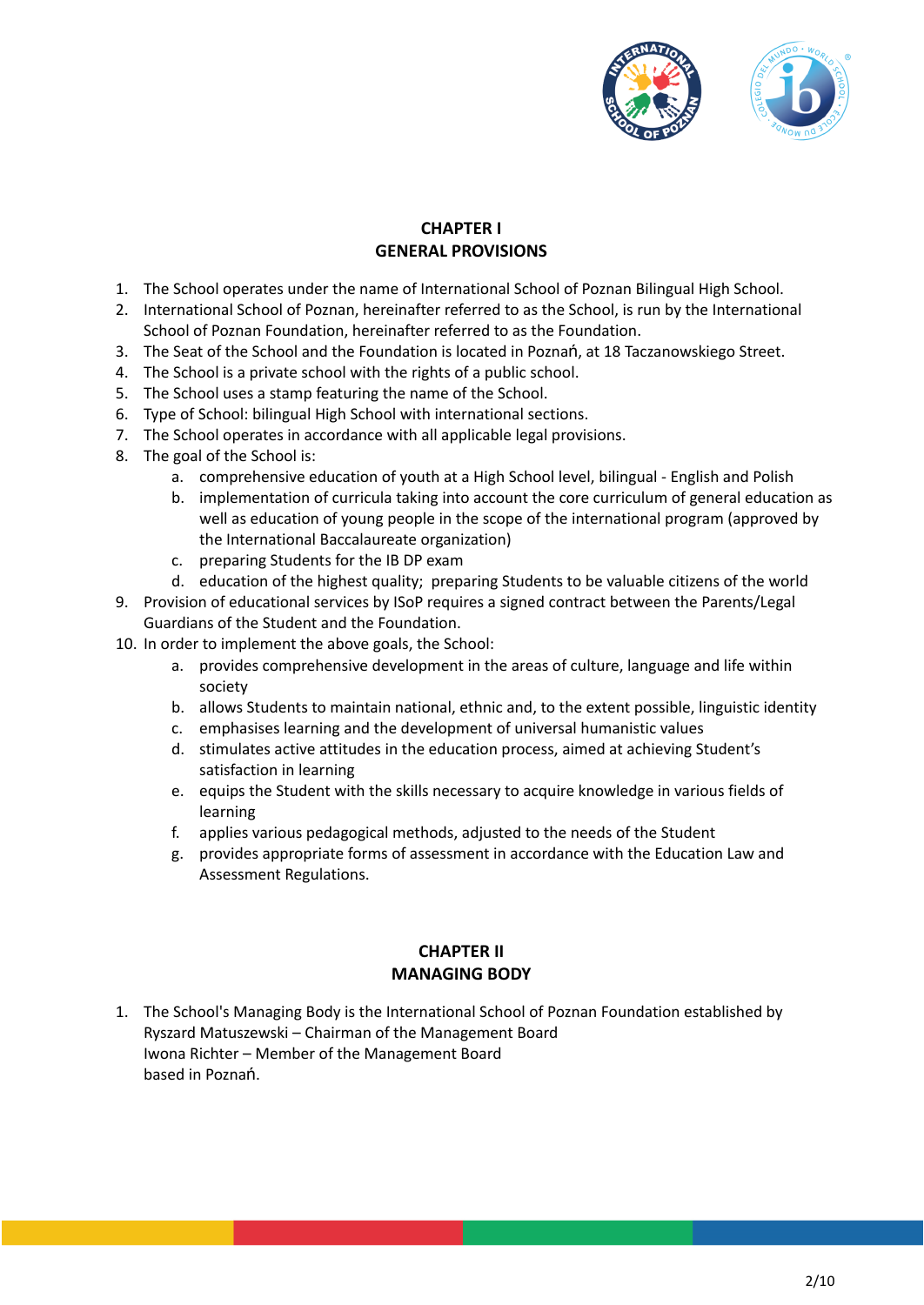## CHAPTER I
## GENERAL PROVISIONS

1. The School operates under the name of International School of Poznan Bilingual High School.
2. International School of Poznan, hereinafter referred to as the School, is run by the International School of Poznan Foundation, hereinafter referred to as the Foundation.
3. The Seat of the School and the Foundation is located in Poznań, at 18 Taczanowskiego Street.
4. The School is a private school with the rights of a public school.
5. The School uses a stamp featuring the name of the School.
6. Type of School: bilingual High School with international sections.
7. The School operates in accordance with all applicable legal provisions.
8. The goal of the School is:
    a. comprehensive education of youth at a High School level, bilingual - English and Polish
    b. implementation of curricula taking into account the core curriculum of general education as well as education of young people in the scope of the international program (approved by the International Baccalaureate organization)
    c. preparing Students for the IB DP exam
    d. education of the highest quality; preparing Students to be valuable citizens of the world
9. Provision of educational services by ISoP requires a signed contract between the Parents/Legal Guardians of the Student and the Foundation.
10. In order to implement the above goals, the School:
    a. provides comprehensive development in the areas of culture, language and life within society
    b. allows Students to maintain national, ethnic and, to the extent possible, linguistic identity
    c. emphasises learning and the development of universal humanistic values
    d. stimulates active attitudes in the education process, aimed at achieving Student's satisfaction in learning
    e. equips the Student with the skills necessary to acquire knowledge in various fields of learning
    f. applies various pedagogical methods, adjusted to the needs of the Student
    g. provides appropriate forms of assessment in accordance with the Education Law and Assessment Regulations.

## CHAPTER II
## MANAGING BODY

1. The School's Managing Body is the International School of Poznan Foundation established by
   Ryszard Matuszewski – Chairman of the Management Board
   Iwona Richter – Member of the Management Board
   based in Poznań.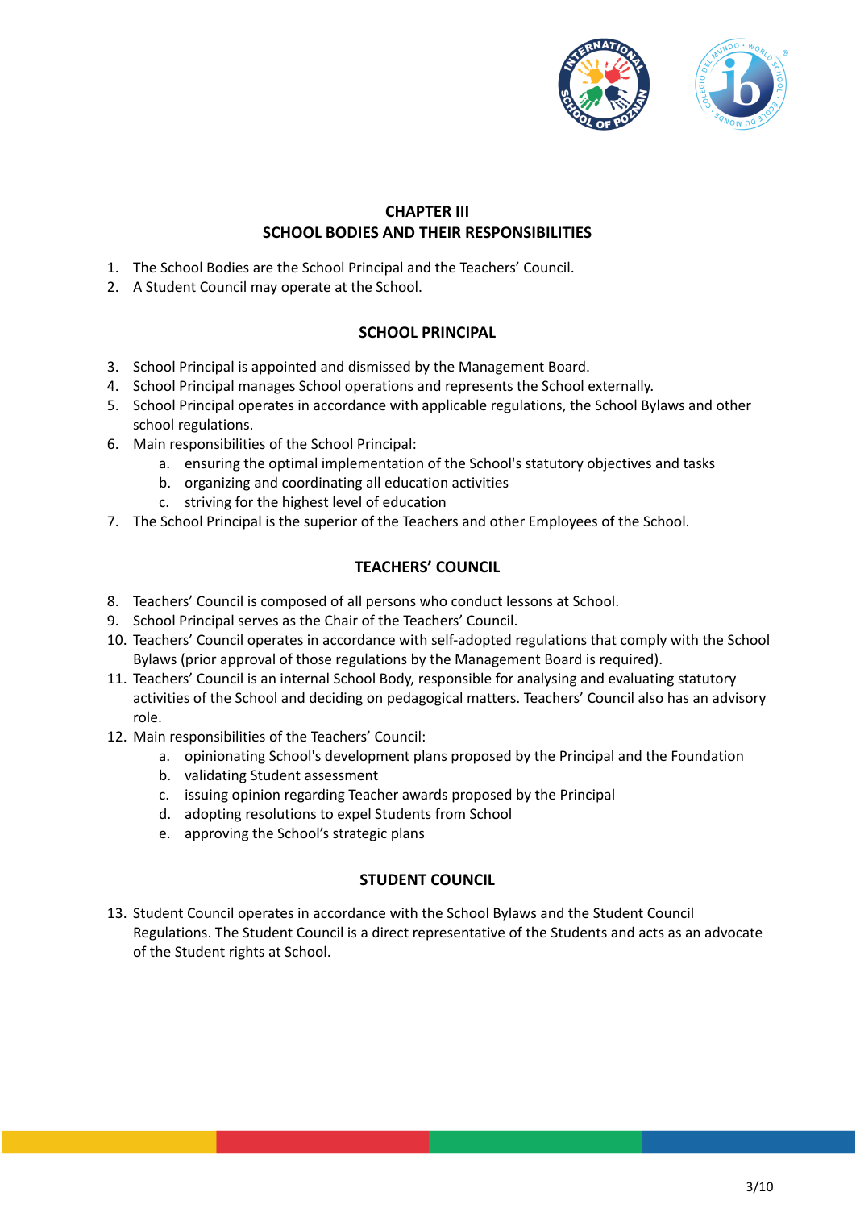## CHAPTER III
## SCHOOL BODIES AND THEIR RESPONSIBILITIES

1. The School Bodies are the School Principal and the Teachers' Council.
2. A Student Council may operate at the School.

### SCHOOL PRINCIPAL

3. School Principal is appointed and dismissed by the Management Board.
4. School Principal manages School operations and represents the School externally.
5. School Principal operates in accordance with applicable regulations, the School Bylaws and other school regulations.
6. Main responsibilities of the School Principal:
   a. ensuring the optimal implementation of the School's statutory objectives and tasks
   b. organizing and coordinating all education activities
   c. striving for the highest level of education
7. The School Principal is the superior of the Teachers and other Employees of the School.

### TEACHERS' COUNCIL

8. Teachers' Council is composed of all persons who conduct lessons at School.
9. School Principal serves as the Chair of the Teachers' Council.
10. Teachers' Council operates in accordance with self-adopted regulations that comply with the School Bylaws (prior approval of those regulations by the Management Board is required).
11. Teachers' Council is an internal School Body, responsible for analysing and evaluating statutory activities of the School and deciding on pedagogical matters. Teachers' Council also has an advisory role.
12. Main responsibilities of the Teachers' Council:
    a. opinionating School's development plans proposed by the Principal and the Foundation
    b. validating Student assessment
    c. issuing opinion regarding Teacher awards proposed by the Principal
    d. adopting resolutions to expel Students from School
    e. approving the School's strategic plans

### STUDENT COUNCIL

13. Student Council operates in accordance with the School Bylaws and the Student Council Regulations. The Student Council is a direct representative of the Students and acts as an advocate of the Student rights at School.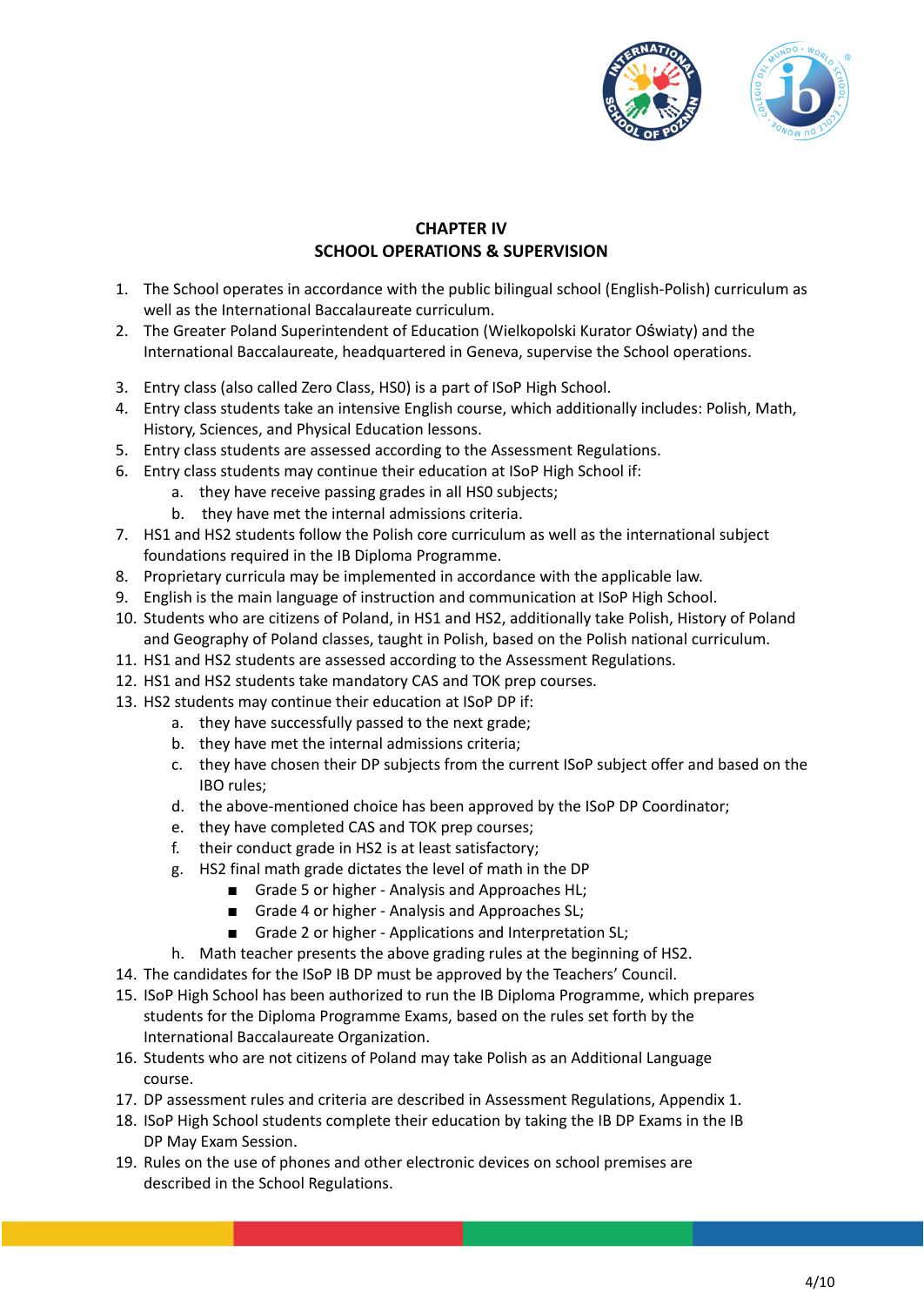## CHAPTER IV
## SCHOOL OPERATIONS & SUPERVISION

1. The School operates in accordance with the public bilingual school (English-Polish) curriculum as well as the International Baccalaureate curriculum.
2. The Greater Poland Superintendent of Education (Wielkopolski Kurator Oświaty) and the International Baccalaureate, headquartered in Geneva, supervise the School operations.
3. Entry class (also called Zero Class, HS0) is a part of ISoP High School.
4. Entry class students take an intensive English course, which additionally includes: Polish, Math, History, Sciences, and Physical Education lessons.
5. Entry class students are assessed according to the Assessment Regulations.
6. Entry class students may continue their education at ISoP High School if:
    a. they have receive passing grades in all HS0 subjects;
    b. they have met the internal admissions criteria.
7. HS1 and HS2 students follow the Polish core curriculum as well as the international subject foundations required in the IB Diploma Programme.
8. Proprietary curricula may be implemented in accordance with the applicable law.
9. English is the main language of instruction and communication at ISoP High School.
10. Students who are citizens of Poland, in HS1 and HS2, additionally take Polish, History of Poland and Geography of Poland classes, taught in Polish, based on the Polish national curriculum.
11. HS1 and HS2 students are assessed according to the Assessment Regulations.
12. HS1 and HS2 students take mandatory CAS and TOK prep courses.
13. HS2 students may continue their education at ISoP DP if:
    a. they have successfully passed to the next grade;
    b. they have met the internal admissions criteria;
    c. they have chosen their DP subjects from the current ISoP subject offer and based on the IBO rules;
    d. the above-mentioned choice has been approved by the ISoP DP Coordinator;
    e. they have completed CAS and TOK prep courses;
    f. their conduct grade in HS2 is at least satisfactory;
    g. HS2 final math grade dictates the level of math in the DP
        - Grade 5 or higher - Analysis and Approaches HL;
        - Grade 4 or higher - Analysis and Approaches SL;
        - Grade 2 or higher - Applications and Interpretation SL;
    h. Math teacher presents the above grading rules at the beginning of HS2.
14. The candidates for the ISoP IB DP must be approved by the Teachers' Council.
15. ISoP High School has been authorized to run the IB Diploma Programme, which prepares students for the Diploma Programme Exams, based on the rules set forth by the International Baccalaureate Organization.
16. Students who are not citizens of Poland may take Polish as an Additional Language course.
17. DP assessment rules and criteria are described in Assessment Regulations, Appendix 1.
18. ISoP High School students complete their education by taking the IB DP Exams in the IB DP May Exam Session.
19. Rules on the use of phones and other electronic devices on school premises are described in the School Regulations.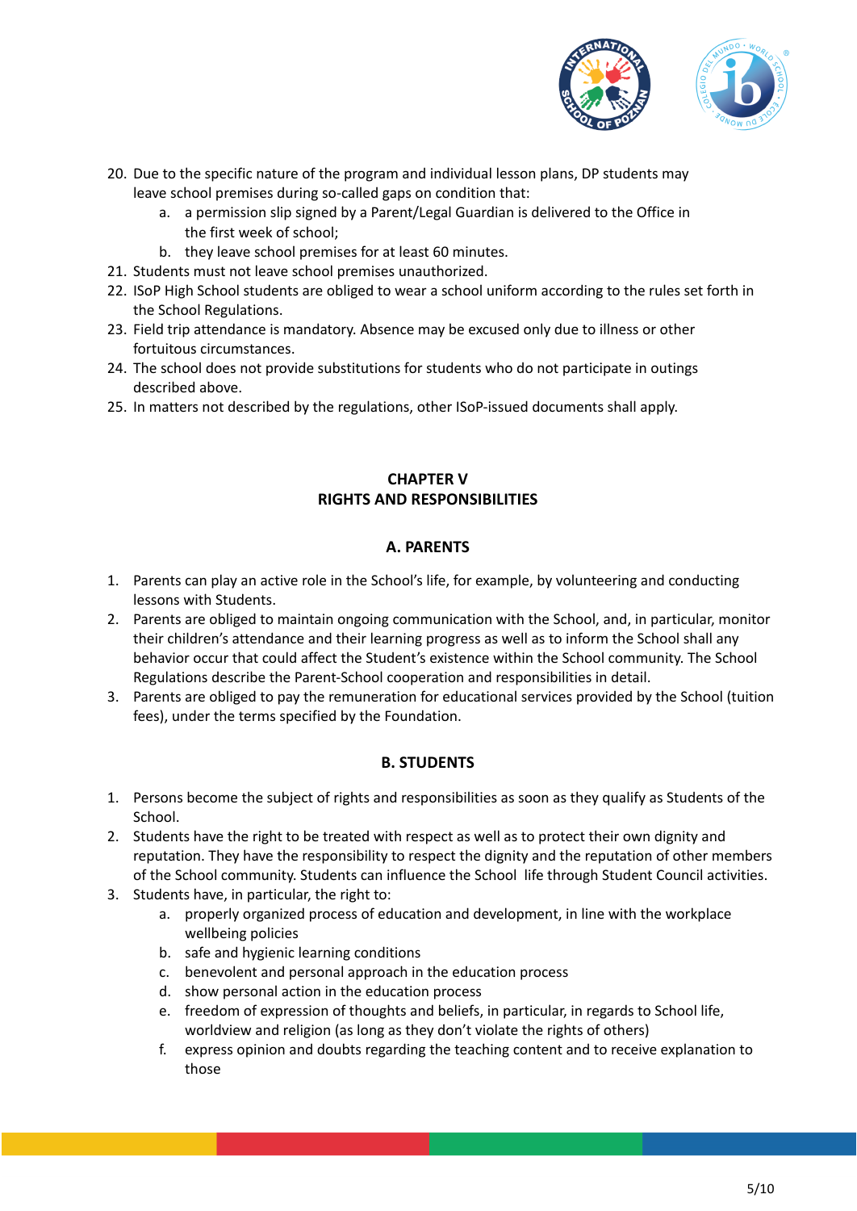20. Due to the specific nature of the program and individual lesson plans, DP students may leave school premises during so-called gaps on condition that:
    a. a permission slip signed by a Parent/Legal Guardian is delivered to the Office in the first week of school;
    b. they leave school premises for at least 60 minutes.
21. Students must not leave school premises unauthorized.
22. ISoP High School students are obliged to wear a school uniform according to the rules set forth in the School Regulations.
23. Field trip attendance is mandatory. Absence may be excused only due to illness or other fortuitous circumstances.
24. The school does not provide substitutions for students who do not participate in outings described above.
25. In matters not described by the regulations, other ISoP-issued documents shall apply.

## CHAPTER V
## RIGHTS AND RESPONSIBILITIES

### A. PARENTS

1. Parents can play an active role in the School's life, for example, by volunteering and conducting lessons with Students.
2. Parents are obliged to maintain ongoing communication with the School, and, in particular, monitor their children's attendance and their learning progress as well as to inform the School shall any behavior occur that could affect the Student's existence within the School community. The School Regulations describe the Parent-School cooperation and responsibilities in detail.
3. Parents are obliged to pay the remuneration for educational services provided by the School (tuition fees), under the terms specified by the Foundation.

### B. STUDENTS

1. Persons become the subject of rights and responsibilities as soon as they qualify as Students of the School.
2. Students have the right to be treated with respect as well as to protect their own dignity and reputation. They have the responsibility to respect the dignity and the reputation of other members of the School community. Students can influence the School life through Student Council activities.
3. Students have, in particular, the right to:
    a. properly organized process of education and development, in line with the workplace wellbeing policies
    b. safe and hygienic learning conditions
    c. benevolent and personal approach in the education process
    d. show personal action in the education process
    e. freedom of expression of thoughts and beliefs, in particular, in regards to School life, worldview and religion (as long as they don't violate the rights of others)
    f. express opinion and doubts regarding the teaching content and to receive explanation to those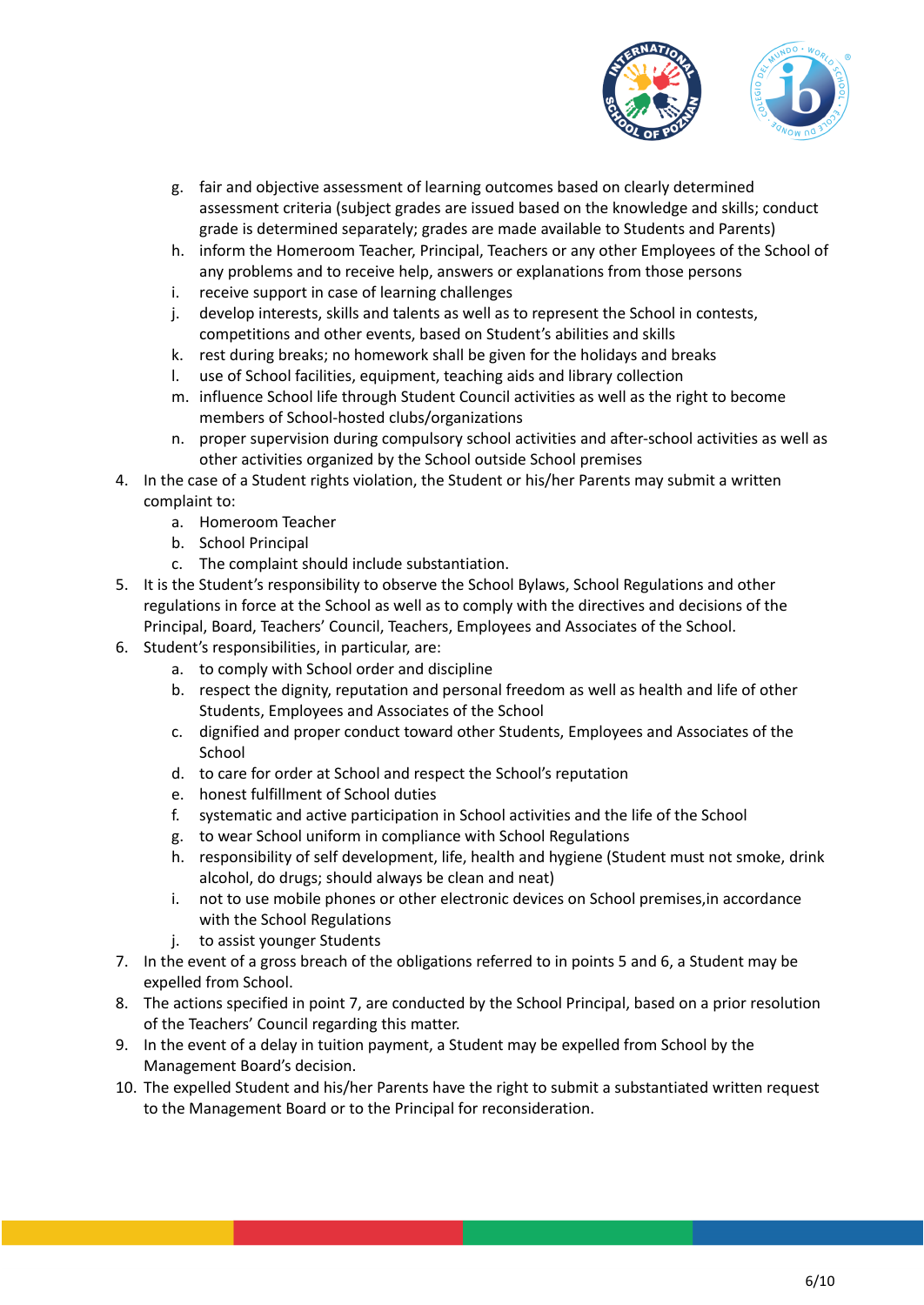g. fair and objective assessment of learning outcomes based on clearly determined assessment criteria (subject grades are issued based on the knowledge and skills; conduct grade is determined separately; grades are made available to Students and Parents)
   h. inform the Homeroom Teacher, Principal, Teachers or any other Employees of the School of any problems and to receive help, answers or explanations from those persons
   i. receive support in case of learning challenges
   j. develop interests, skills and talents as well as to represent the School in contests, competitions and other events, based on Student's abilities and skills
   k. rest during breaks; no homework shall be given for the holidays and breaks
   l. use of School facilities, equipment, teaching aids and library collection
   m. influence School life through Student Council activities as well as the right to become members of School-hosted clubs/organizations
   n. proper supervision during compulsory school activities and after-school activities as well as other activities organized by the School outside School premises

4. In the case of a Student rights violation, the Student or his/her Parents may submit a written complaint to:
   a. Homeroom Teacher
   b. School Principal
   c. The complaint should include substantiation.
5. It is the Student's responsibility to observe the School Bylaws, School Regulations and other regulations in force at the School as well as to comply with the directives and decisions of the Principal, Board, Teachers' Council, Teachers, Employees and Associates of the School.
6. Student's responsibilities, in particular, are:
   a. to comply with School order and discipline
   b. respect the dignity, reputation and personal freedom as well as health and life of other Students, Employees and Associates of the School
   c. dignified and proper conduct toward other Students, Employees and Associates of the School
   d. to care for order at School and respect the School's reputation
   e. honest fulfillment of School duties
   f. systematic and active participation in School activities and the life of the School
   g. to wear School uniform in compliance with School Regulations
   h. responsibility of self development, life, health and hygiene (Student must not smoke, drink alcohol, do drugs; should always be clean and neat)
   i. not to use mobile phones or other electronic devices on School premises,in accordance with the School Regulations
   j. to assist younger Students
7. In the event of a gross breach of the obligations referred to in points 5 and 6, a Student may be expelled from School.
8. The actions specified in point 7, are conducted by the School Principal, based on a prior resolution of the Teachers' Council regarding this matter.
9. In the event of a delay in tuition payment, a Student may be expelled from School by the Management Board's decision.
10. The expelled Student and his/her Parents have the right to submit a substantiated written request to the Management Board or to the Principal for reconsideration.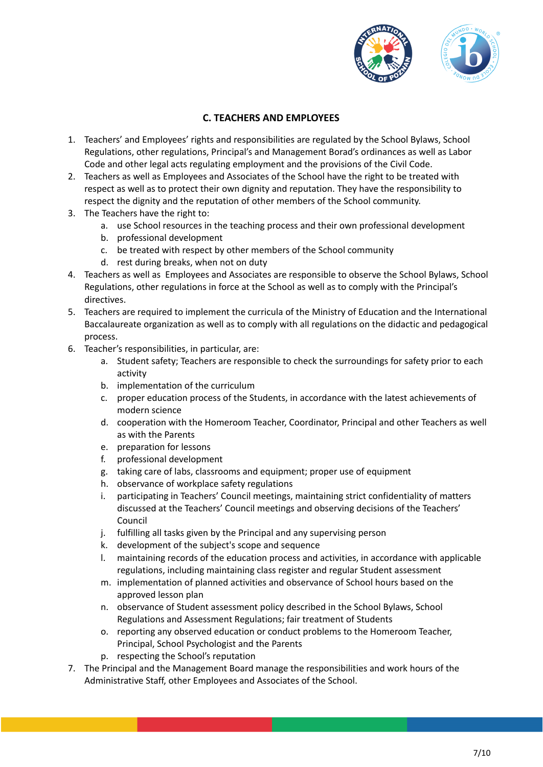## C. TEACHERS AND EMPLOYEES

1. Teachers' and Employees' rights and responsibilities are regulated by the School Bylaws, School Regulations, other regulations, Principal's and Management Borad's ordinances as well as Labor Code and other legal acts regulating employment and the provisions of the Civil Code.
2. Teachers as well as Employees and Associates of the School have the right to be treated with respect as well as to protect their own dignity and reputation. They have the responsibility to respect the dignity and the reputation of other members of the School community.
3. The Teachers have the right to:
   a. use School resources in the teaching process and their own professional development
   b. professional development
   c. be treated with respect by other members of the School community
   d. rest during breaks, when not on duty
4. Teachers as well as Employees and Associates are responsible to observe the School Bylaws, School Regulations, other regulations in force at the School as well as to comply with the Principal's directives.
5. Teachers are required to implement the curricula of the Ministry of Education and the International Baccalaureate organization as well as to comply with all regulations on the didactic and pedagogical process.
6. Teacher's responsibilities, in particular, are:
   a. Student safety; Teachers are responsible to check the surroundings for safety prior to each activity
   b. implementation of the curriculum
   c. proper education process of the Students, in accordance with the latest achievements of modern science
   d. cooperation with the Homeroom Teacher, Coordinator, Principal and other Teachers as well as with the Parents
   e. preparation for lessons
   f. professional development
   g. taking care of labs, classrooms and equipment; proper use of equipment
   h. observance of workplace safety regulations
   i. participating in Teachers' Council meetings, maintaining strict confidentiality of matters discussed at the Teachers' Council meetings and observing decisions of the Teachers' Council
   j. fulfilling all tasks given by the Principal and any supervising person
   k. development of the subject's scope and sequence
   l. maintaining records of the education process and activities, in accordance with applicable regulations, including maintaining class register and regular Student assessment
   m. implementation of planned activities and observance of School hours based on the approved lesson plan
   n. observance of Student assessment policy described in the School Bylaws, School Regulations and Assessment Regulations; fair treatment of Students
   o. reporting any observed education or conduct problems to the Homeroom Teacher, Principal, School Psychologist and the Parents
   p. respecting the School's reputation
7. The Principal and the Management Board manage the responsibilities and work hours of the Administrative Staff, other Employees and Associates of the School.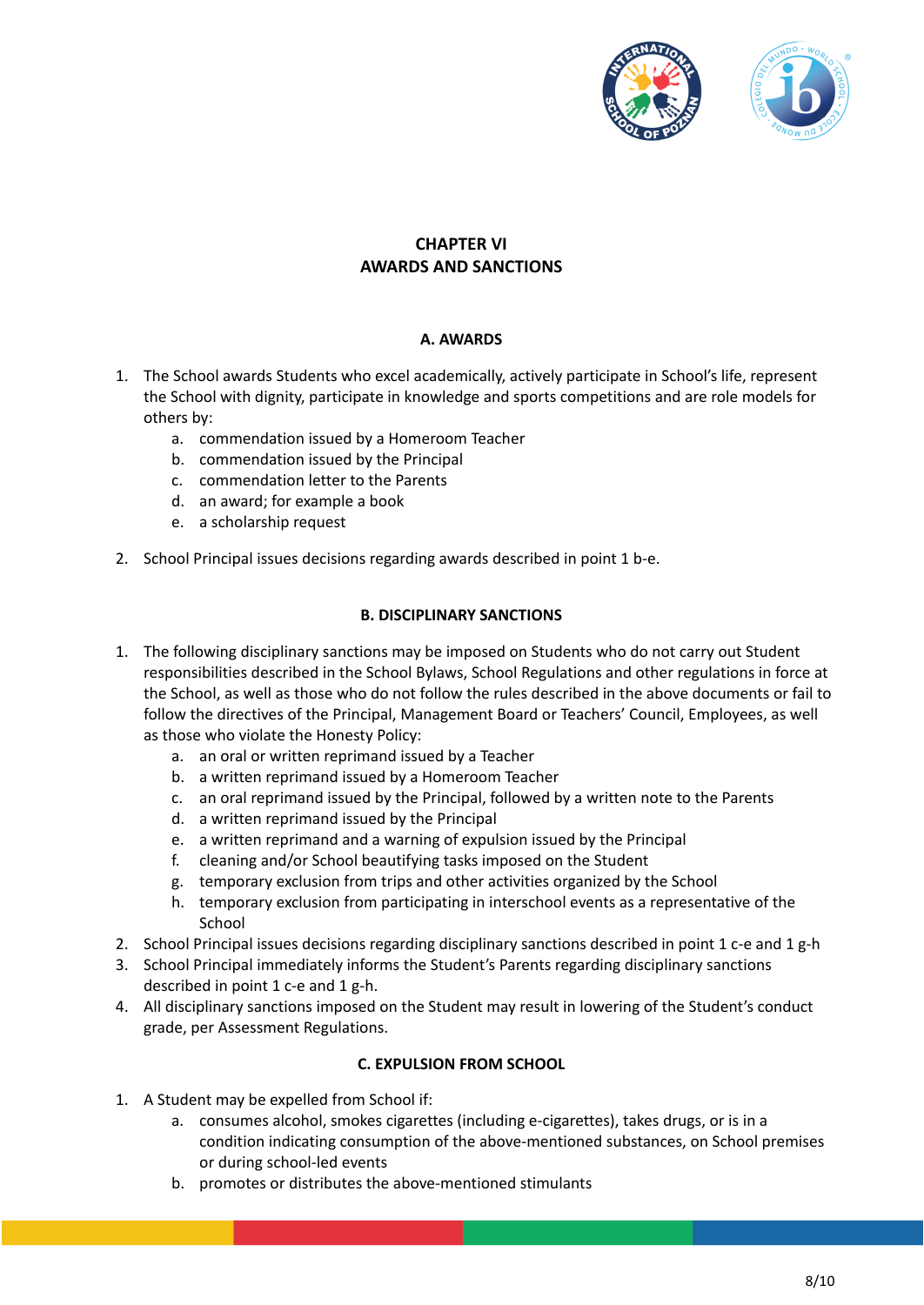# CHAPTER VI
# AWARDS AND SANCTIONS

## A. AWARDS

1. The School awards Students who excel academically, actively participate in School's life, represent the School with dignity, participate in knowledge and sports competitions and are role models for others by:
    a. commendation issued by a Homeroom Teacher
    b. commendation issued by the Principal
    c. commendation letter to the Parents
    d. an award; for example a book
    e. a scholarship request
2. School Principal issues decisions regarding awards described in point 1 b-e.

## B. DISCIPLINARY SANCTIONS

1. The following disciplinary sanctions may be imposed on Students who do not carry out Student responsibilities described in the School Bylaws, School Regulations and other regulations in force at the School, as well as those who do not follow the rules described in the above documents or fail to follow the directives of the Principal, Management Board or Teachers' Council, Employees, as well as those who violate the Honesty Policy:
    a. an oral or written reprimand issued by a Teacher
    b. a written reprimand issued by a Homeroom Teacher
    c. an oral reprimand issued by the Principal, followed by a written note to the Parents
    d. a written reprimand issued by the Principal
    e. a written reprimand and a warning of expulsion issued by the Principal
    f. cleaning and/or School beautifying tasks imposed on the Student
    g. temporary exclusion from trips and other activities organized by the School
    h. temporary exclusion from participating in interschool events as a representative of the School
2. School Principal issues decisions regarding disciplinary sanctions described in point 1 c-e and 1 g-h
3. School Principal immediately informs the Student's Parents regarding disciplinary sanctions described in point 1 c-e and 1 g-h.
4. All disciplinary sanctions imposed on the Student may result in lowering of the Student's conduct grade, per Assessment Regulations.

## C. EXPULSION FROM SCHOOL

1. A Student may be expelled from School if:
    a. consumes alcohol, smokes cigarettes (including e-cigarettes), takes drugs, or is in a condition indicating consumption of the above-mentioned substances, on School premises or during school-led events
    b. promotes or distributes the above-mentioned stimulants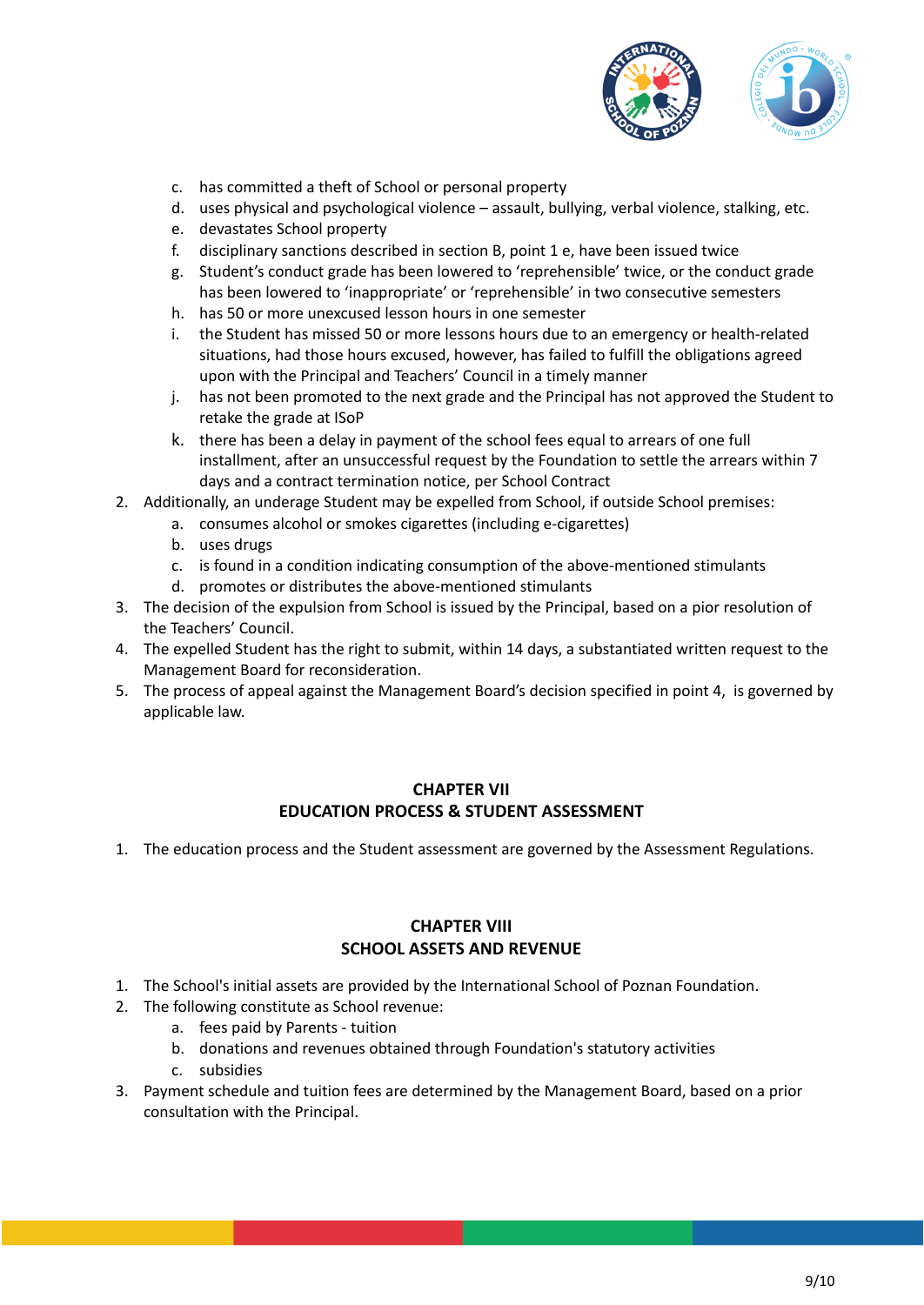c. has committed a theft of School or personal property
d. uses physical and psychological violence – assault, bullying, verbal violence, stalking, etc.
e. devastates School property
f. disciplinary sanctions described in section B, point 1 e, have been issued twice
g. Student's conduct grade has been lowered to 'reprehensible' twice, or the conduct grade has been lowered to 'inappropriate' or 'reprehensible' in two consecutive semesters
h. has 50 or more unexcused lesson hours in one semester
i. the Student has missed 50 or more lessons hours due to an emergency or health-related situations, had those hours excused, however, has failed to fulfill the obligations agreed upon with the Principal and Teachers' Council in a timely manner
j. has not been promoted to the next grade and the Principal has not approved the Student to retake the grade at ISoP
k. there has been a delay in payment of the school fees equal to arrears of one full installment, after an unsuccessful request by the Foundation to settle the arrears within 7 days and a contract termination notice, per School Contract

2. Additionally, an underage Student may be expelled from School, if outside School premises:
   a. consumes alcohol or smokes cigarettes (including e-cigarettes)
   b. uses drugs
   c. is found in a condition indicating consumption of the above-mentioned stimulants
   d. promotes or distributes the above-mentioned stimulants
3. The decision of the expulsion from School is issued by the Principal, based on a pior resolution of the Teachers' Council.
4. The expelled Student has the right to submit, within 14 days, a substantiated written request to the Management Board for reconsideration.
5. The process of appeal against the Management Board's decision specified in point 4, is governed by applicable law.

## CHAPTER VII
## EDUCATION PROCESS & STUDENT ASSESSMENT

1. The education process and the Student assessment are governed by the Assessment Regulations.

## CHAPTER VIII
## SCHOOL ASSETS AND REVENUE

1. The School's initial assets are provided by the International School of Poznan Foundation.
2. The following constitute as School revenue:
   a. fees paid by Parents - tuition
   b. donations and revenues obtained through Foundation's statutory activities
   c. subsidies
3. Payment schedule and tuition fees are determined by the Management Board, based on a prior consultation with the Principal.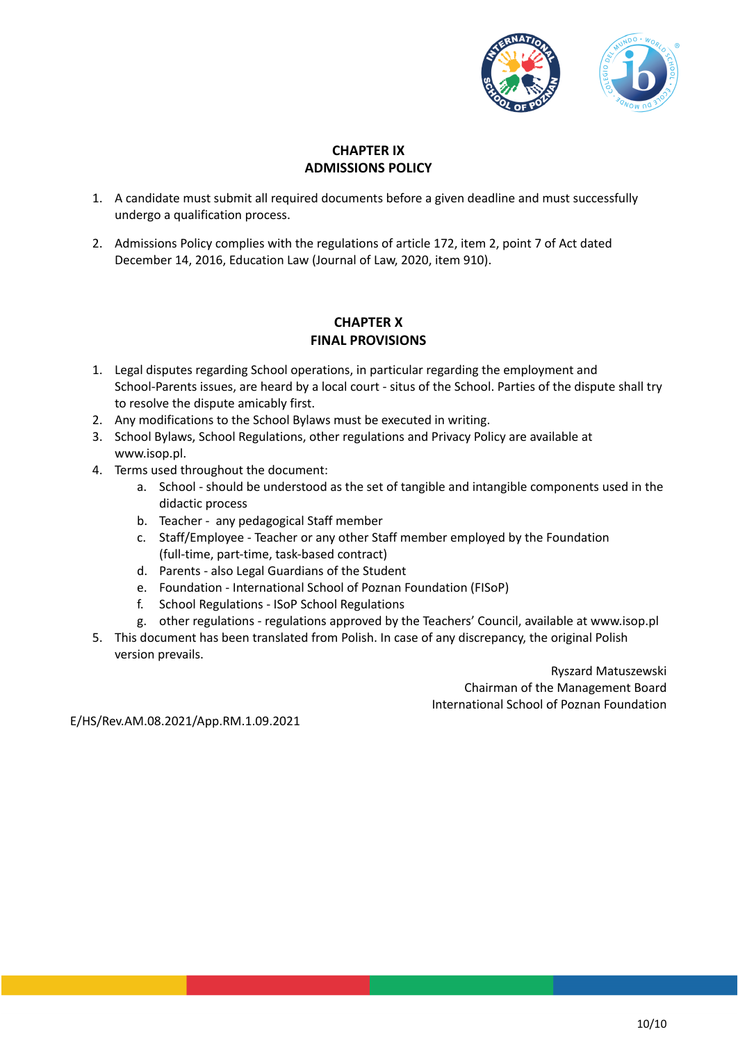## CHAPTER IX
## ADMISSIONS POLICY

1. A candidate must submit all required documents before a given deadline and must successfully undergo a qualification process.

2. Admissions Policy complies with the regulations of article 172, item 2, point 7 of Act dated December 14, 2016, Education Law (Journal of Law, 2020, item 910).

## CHAPTER X
## FINAL PROVISIONS

1. Legal disputes regarding School operations, in particular regarding the employment and School-Parents issues, are heard by a local court - situs of the School. Parties of the dispute shall try to resolve the dispute amicably first.
2. Any modifications to the School Bylaws must be executed in writing.
3. School Bylaws, School Regulations, other regulations and Privacy Policy are available at www.isop.pl.
4. Terms used throughout the document:
   a. School - should be understood as the set of tangible and intangible components used in the didactic process
   b. Teacher - any pedagogical Staff member
   c. Staff/Employee - Teacher or any other Staff member employed by the Foundation (full-time, part-time, task-based contract)
   d. Parents - also Legal Guardians of the Student
   e. Foundation - International School of Poznan Foundation (FISoP)
   f. School Regulations - ISoP School Regulations
   g. other regulations - regulations approved by the Teachers' Council, available at www.isop.pl
5. This document has been translated from Polish. In case of any discrepancy, the original Polish version prevails.

Ryszard Matuszewski
Chairman of the Management Board
International School of Poznan Foundation

E/HS/Rev.AM.08.2021/App.RM.1.09.2021